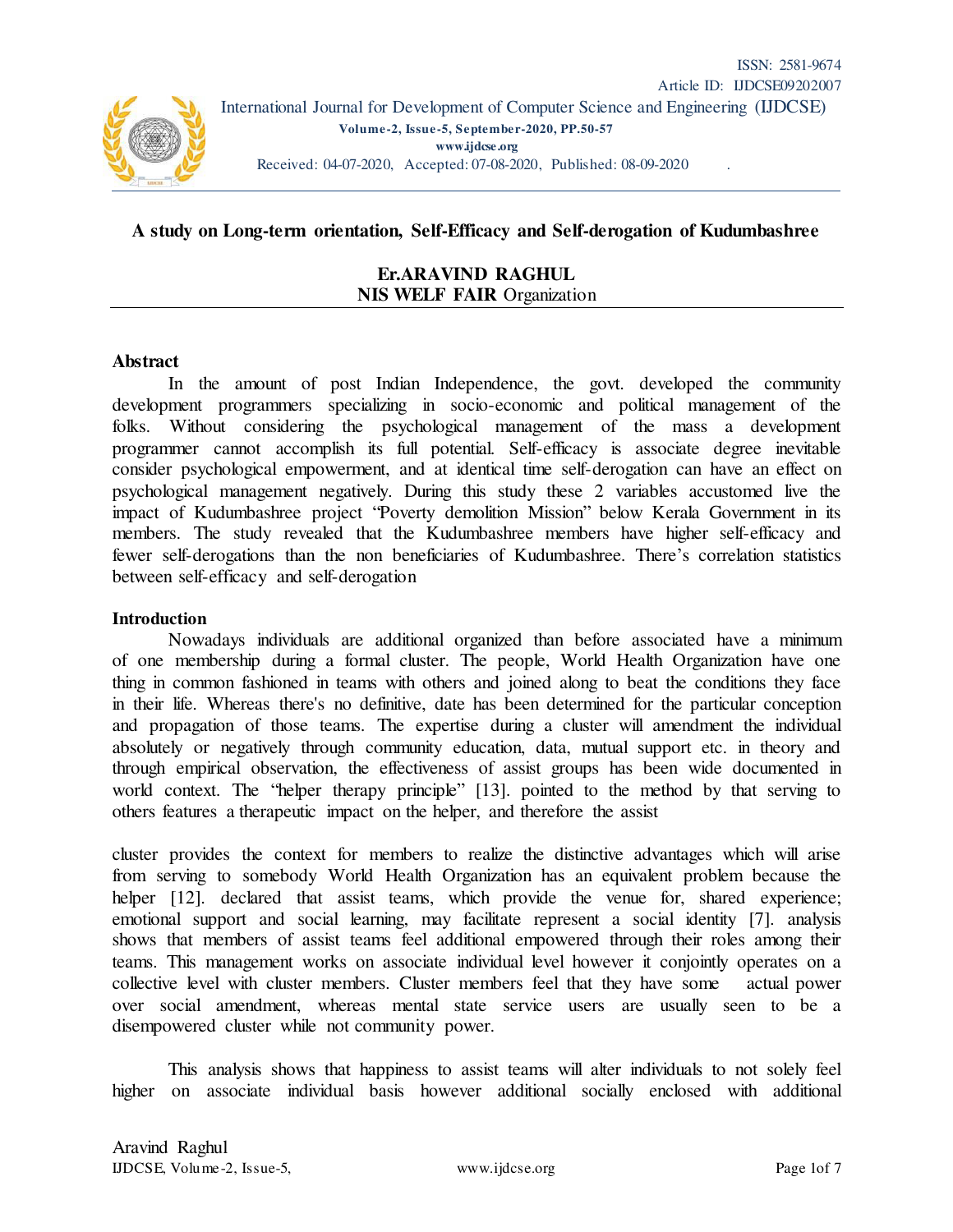ISSN: 2581-9674

Article ID: IJDCSE09202007

International Journal for Development of Computer Science and Engineering (IJDCSE)

**Volume-2, Issue-5, September-2020, PP.50-57**

**www.ijdcse.org**

Received: 04-07-2020, Accepted: 07-08-2020, Published: 08-09-2020

# A study on Long-term orientation, Self-Efficacy and Self-derogation of Kudumbashree

**Er.ARAVIND RAGHUL**
**NIS WELF FAIR** Organization

## Abstract

In the amount of post Indian Independence, the govt. developed the community development programmers specializing in socio-economic and political management of the folks. Without considering the psychological management of the mass a development programmer cannot accomplish its full potential. Self-efficacy is associate degree inevitable consider psychological empowerment, and at identical time self-derogation can have an effect on psychological management negatively. During this study these 2 variables accustomed live the impact of Kudumbashree project "Poverty demolition Mission" below Kerala Government in its members. The study revealed that the Kudumbashree members have higher self-efficacy and fewer self-derogations than the non beneficiaries of Kudumbashree. There's correlation statistics between self-efficacy and self-derogation

## Introduction

Nowadays individuals are additional organized than before associated have a minimum of one membership during a formal cluster. The people, World Health Organization have one thing in common fashioned in teams with others and joined along to beat the conditions they face in their life. Whereas there's no definitive, date has been determined for the particular conception and propagation of those teams. The expertise during a cluster will amendment the individual absolutely or negatively through community education, data, mutual support etc. in theory and through empirical observation, the effectiveness of assist groups has been wide documented in world context. The "helper therapy principle" [13]. pointed to the method by that serving to others features a therapeutic impact on the helper, and therefore the assist

cluster provides the context for members to realize the distinctive advantages which will arise from serving to somebody World Health Organization has an equivalent problem because the helper [12]. declared that assist teams, which provide the venue for, shared experience; emotional support and social learning, may facilitate represent a social identity [7]. analysis shows that members of assist teams feel additional empowered through their roles among their teams. This management works on associate individual level however it conjointly operates on a collective level with cluster members. Cluster members feel that they have some actual power over social amendment, whereas mental state service users are usually seen to be a disempowered cluster while not community power.

This analysis shows that happiness to assist teams will alter individuals to not solely feel higher on associate individual basis however additional socially enclosed with additional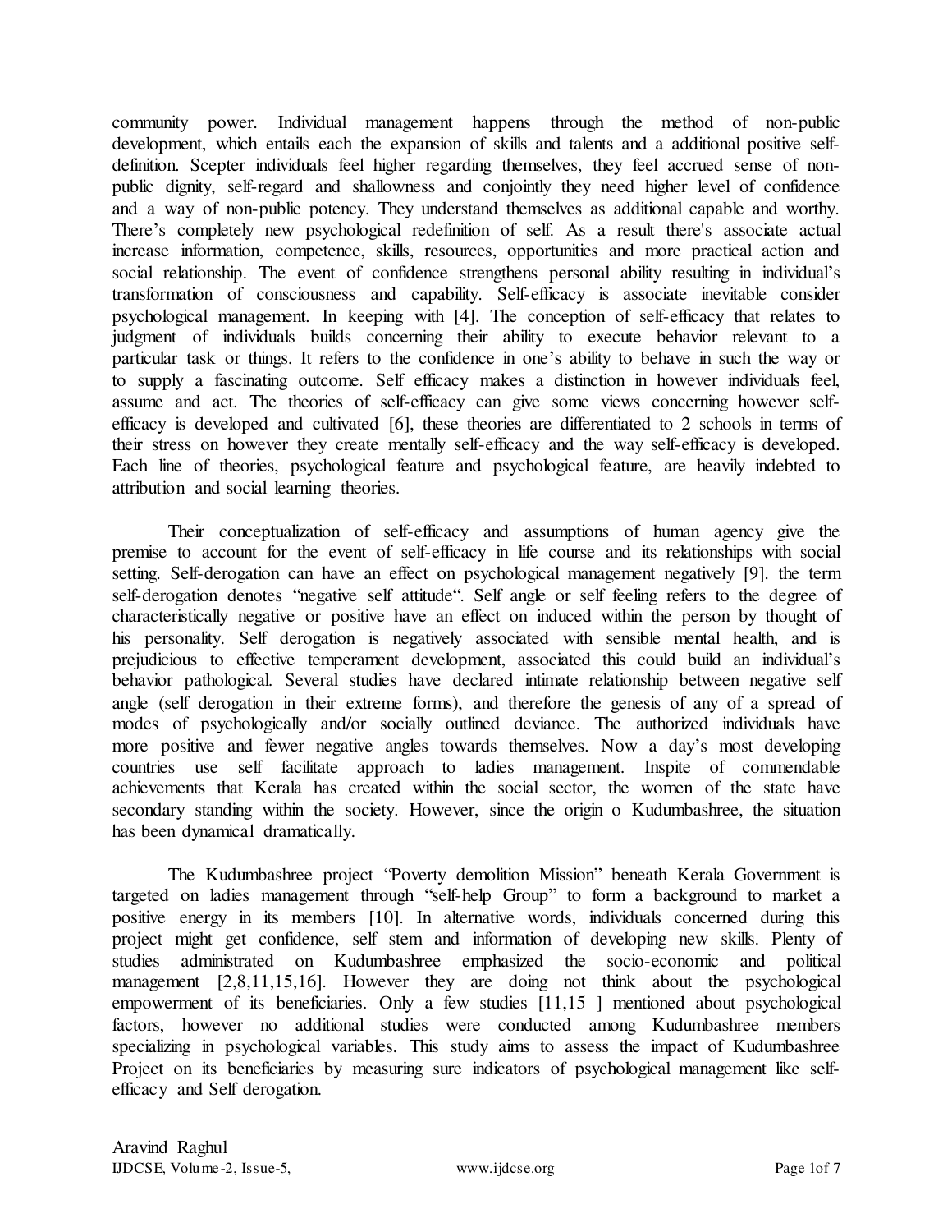community power. Individual management happens through the method of non-public development, which entails each the expansion of skills and talents and a additional positive self-definition. Scepter individuals feel higher regarding themselves, they feel accrued sense of non-public dignity, self-regard and shallowness and conjointly they need higher level of confidence and a way of non-public potency. They understand themselves as additional capable and worthy. There's completely new psychological redefinition of self. As a result there's associate actual increase information, competence, skills, resources, opportunities and more practical action and social relationship. The event of confidence strengthens personal ability resulting in individual's transformation of consciousness and capability. Self-efficacy is associate inevitable consider psychological management. In keeping with [4]. The conception of self-efficacy that relates to judgment of individuals builds concerning their ability to execute behavior relevant to a particular task or things. It refers to the confidence in one's ability to behave in such the way or to supply a fascinating outcome. Self efficacy makes a distinction in however individuals feel, assume and act. The theories of self-efficacy can give some views concerning however self-efficacy is developed and cultivated [6], these theories are differentiated to 2 schools in terms of their stress on however they create mentally self-efficacy and the way self-efficacy is developed. Each line of theories, psychological feature and psychological feature, are heavily indebted to attribution and social learning theories.

Their conceptualization of self-efficacy and assumptions of human agency give the premise to account for the event of self-efficacy in life course and its relationships with social setting. Self-derogation can have an effect on psychological management negatively [9]. the term self-derogation denotes "negative self attitude". Self angle or self feeling refers to the degree of characteristically negative or positive have an effect on induced within the person by thought of his personality. Self derogation is negatively associated with sensible mental health, and is prejudicious to effective temperament development, associated this could build an individual's behavior pathological. Several studies have declared intimate relationship between negative self angle (self derogation in their extreme forms), and therefore the genesis of any of a spread of modes of psychologically and/or socially outlined deviance. The authorized individuals have more positive and fewer negative angles towards themselves. Now a day's most developing countries use self facilitate approach to ladies management. Inspite of commendable achievements that Kerala has created within the social sector, the women of the state have secondary standing within the society. However, since the origin o Kudumbashree, the situation has been dynamical dramatically.

The Kudumbashree project "Poverty demolition Mission" beneath Kerala Government is targeted on ladies management through "self-help Group" to form a background to market a positive energy in its members [10]. In alternative words, individuals concerned during this project might get confidence, self stem and information of developing new skills. Plenty of studies administrated on Kudumbashree emphasized the socio-economic and political management [2,8,11,15,16]. However they are doing not think about the psychological empowerment of its beneficiaries. Only a few studies [11,15 ] mentioned about psychological factors, however no additional studies were conducted among Kudumbashree members specializing in psychological variables. This study aims to assess the impact of Kudumbashree Project on its beneficiaries by measuring sure indicators of psychological management like self-efficacy and Self derogation.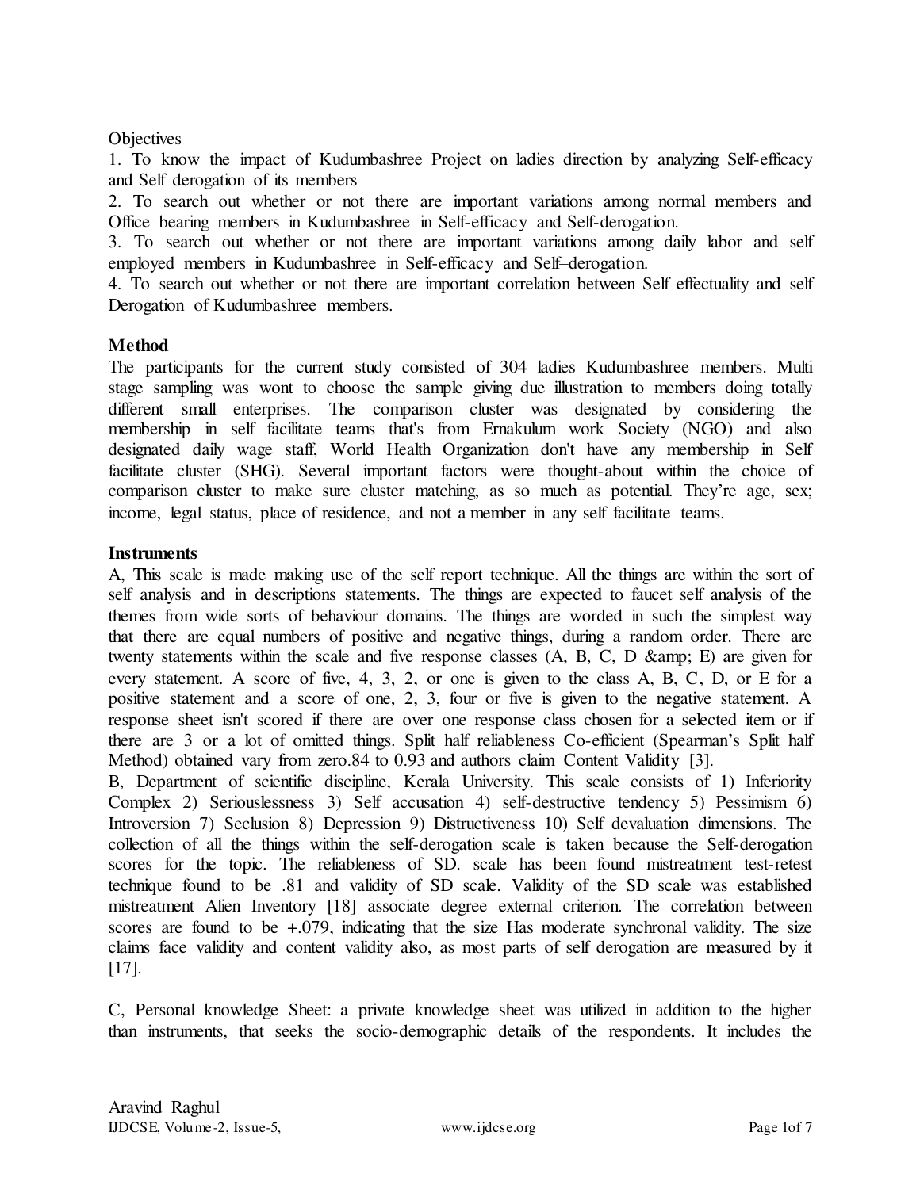Objectives

1. To know the impact of Kudumbashree Project on ladies direction by analyzing Self-efficacy and Self derogation of its members
2. To search out whether or not there are important variations among normal members and Office bearing members in Kudumbashree in Self-efficacy and Self-derogation.
3. To search out whether or not there are important variations among daily labor and self employed members in Kudumbashree in Self-efficacy and Self–derogation.
4. To search out whether or not there are important correlation between Self effectuality and self Derogation of Kudumbashree members.

**Method**

The participants for the current study consisted of 304 ladies Kudumbashree members. Multi stage sampling was wont to choose the sample giving due illustration to members doing totally different small enterprises. The comparison cluster was designated by considering the membership in self facilitate teams that's from Ernakulum work Society (NGO) and also designated daily wage staff, World Health Organization don't have any membership in Self facilitate cluster (SHG). Several important factors were thought-about within the choice of comparison cluster to make sure cluster matching, as so much as potential. They're age, sex; income, legal status, place of residence, and not a member in any self facilitate teams.

**Instruments**

A, This scale is made making use of the self report technique. All the things are within the sort of self analysis and in descriptions statements. The things are expected to faucet self analysis of the themes from wide sorts of behaviour domains. The things are worded in such the simplest way that there are equal numbers of positive and negative things, during a random order. There are twenty statements within the scale and five response classes (A, B, C, D &amp; E) are given for every statement. A score of five, 4, 3, 2, or one is given to the class A, B, C, D, or E for a positive statement and a score of one, 2, 3, four or five is given to the negative statement. A response sheet isn't scored if there are over one response class chosen for a selected item or if there are 3 or a lot of omitted things. Split half reliableness Co-efficient (Spearman's Split half Method) obtained vary from zero.84 to 0.93 and authors claim Content Validity [3].

B, Department of scientific discipline, Kerala University. This scale consists of 1) Inferiority Complex 2) Seriouslessness 3) Self accusation 4) self-destructive tendency 5) Pessimism 6) Introversion 7) Seclusion 8) Depression 9) Distructiveness 10) Self devaluation dimensions. The collection of all the things within the self-derogation scale is taken because the Self-derogation scores for the topic. The reliableness of SD. scale has been found mistreatment test-retest technique found to be .81 and validity of SD scale. Validity of the SD scale was established mistreatment Alien Inventory [18] associate degree external criterion. The correlation between scores are found to be +.079, indicating that the size Has moderate synchronal validity. The size claims face validity and content validity also, as most parts of self derogation are measured by it [17].

C, Personal knowledge Sheet: a private knowledge sheet was utilized in addition to the higher than instruments, that seeks the socio-demographic details of the respondents. It includes the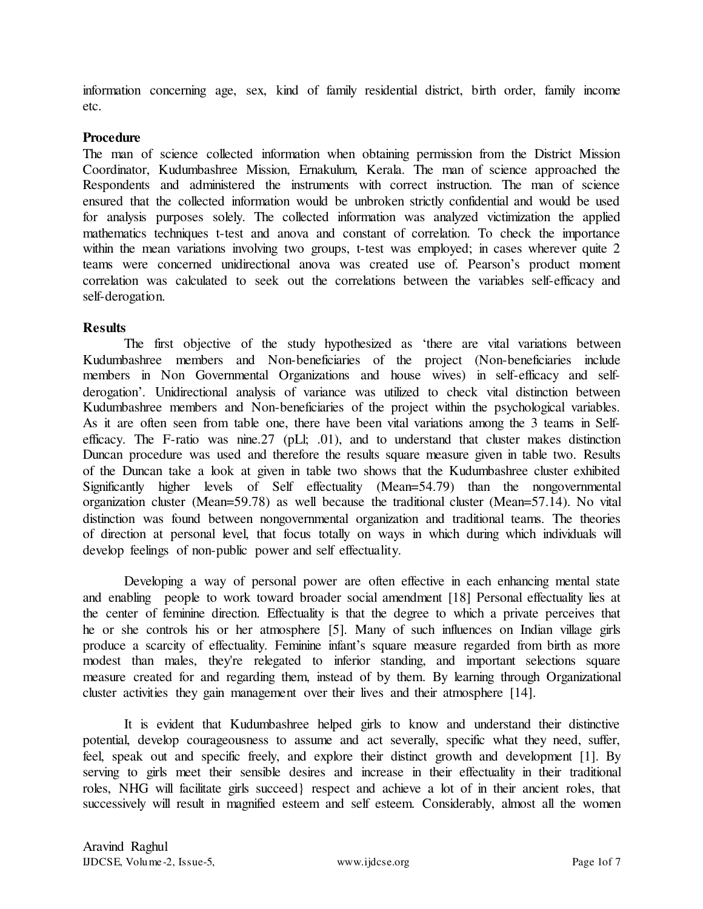information concerning age, sex, kind of family residential district, birth order, family income etc.

**Procedure**

The man of science collected information when obtaining permission from the District Mission Coordinator, Kudumbashree Mission, Ernakulum, Kerala. The man of science approached the Respondents and administered the instruments with correct instruction. The man of science ensured that the collected information would be unbroken strictly confidential and would be used for analysis purposes solely. The collected information was analyzed victimization the applied mathematics techniques t-test and anova and constant of correlation. To check the importance within the mean variations involving two groups, t-test was employed; in cases wherever quite 2 teams were concerned unidirectional anova was created use of. Pearson's product moment correlation was calculated to seek out the correlations between the variables self-efficacy and self-derogation.

**Results**

The first objective of the study hypothesized as 'there are vital variations between Kudumbashree members and Non-beneficiaries of the project (Non-beneficiaries include members in Non Governmental Organizations and house wives) in self-efficacy and self-derogation'. Unidirectional analysis of variance was utilized to check vital distinction between Kudumbashree members and Non-beneficiaries of the project within the psychological variables. As it are often seen from table one, there have been vital variations among the 3 teams in Self-efficacy. The F-ratio was nine.27 (pLl; .01), and to understand that cluster makes distinction Duncan procedure was used and therefore the results square measure given in table two. Results of the Duncan take a look at given in table two shows that the Kudumbashree cluster exhibited Significantly higher levels of Self effectuality (Mean=54.79) than the nongovernmental organization cluster (Mean=59.78) as well because the traditional cluster (Mean=57.14). No vital distinction was found between nongovernmental organization and traditional teams. The theories of direction at personal level, that focus totally on ways in which during which individuals will develop feelings of non-public power and self effectuality.

Developing a way of personal power are often effective in each enhancing mental state and enabling people to work toward broader social amendment [18] Personal effectuality lies at the center of feminine direction. Effectuality is that the degree to which a private perceives that he or she controls his or her atmosphere [5]. Many of such influences on Indian village girls produce a scarcity of effectuality. Feminine infant's square measure regarded from birth as more modest than males, they're relegated to inferior standing, and important selections square measure created for and regarding them, instead of by them. By learning through Organizational cluster activities they gain management over their lives and their atmosphere [14].

It is evident that Kudumbashree helped girls to know and understand their distinctive potential, develop courageousness to assume and act severally, specific what they need, suffer, feel, speak out and specific freely, and explore their distinct growth and development [1]. By serving to girls meet their sensible desires and increase in their effectuality in their traditional roles, NHG will facilitate girls succeed} respect and achieve a lot of in their ancient roles, that successively will result in magnified esteem and self esteem. Considerably, almost all the women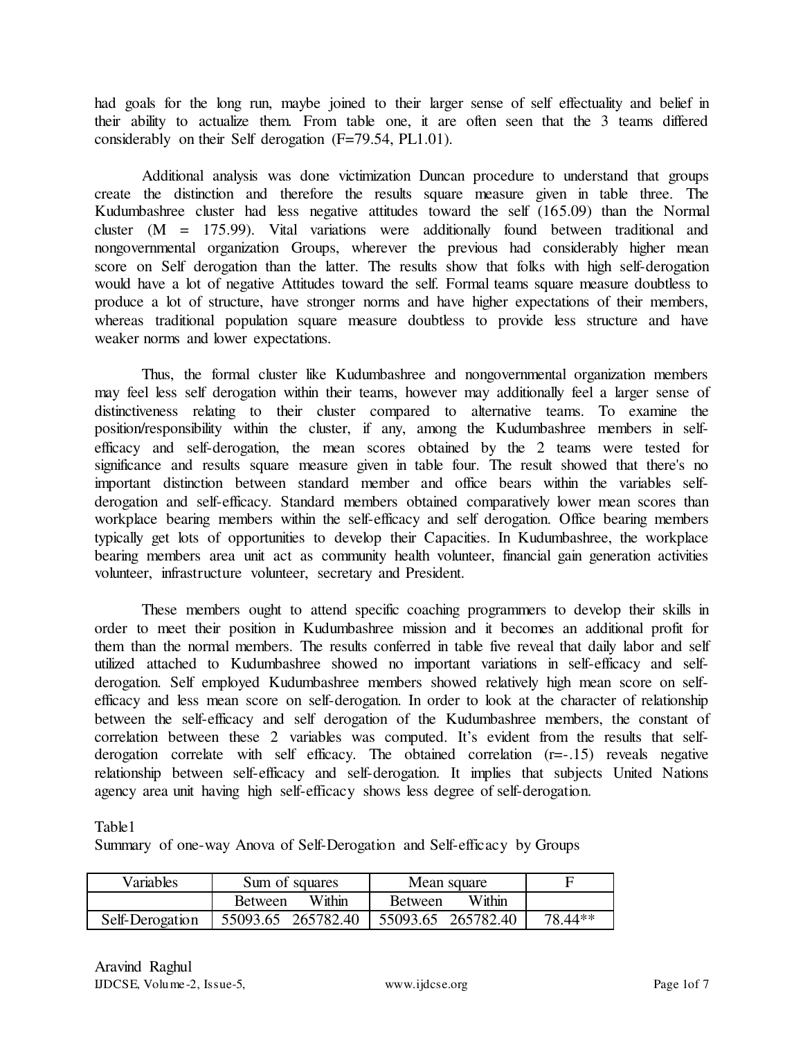had goals for the long run, maybe joined to their larger sense of self effectuality and belief in their ability to actualize them. From table one, it are often seen that the 3 teams differed considerably on their Self derogation (F=79.54, PL1.01).

Additional analysis was done victimization Duncan procedure to understand that groups create the distinction and therefore the results square measure given in table three. The Kudumbashree cluster had less negative attitudes toward the self (165.09) than the Normal cluster (M = 175.99). Vital variations were additionally found between traditional and nongovernmental organization Groups, wherever the previous had considerably higher mean score on Self derogation than the latter. The results show that folks with high self-derogation would have a lot of negative Attitudes toward the self. Formal teams square measure doubtless to produce a lot of structure, have stronger norms and have higher expectations of their members, whereas traditional population square measure doubtless to provide less structure and have weaker norms and lower expectations.

Thus, the formal cluster like Kudumbashree and nongovernmental organization members may feel less self derogation within their teams, however may additionally feel a larger sense of distinctiveness relating to their cluster compared to alternative teams. To examine the position/responsibility within the cluster, if any, among the Kudumbashree members in self-efficacy and self-derogation, the mean scores obtained by the 2 teams were tested for significance and results square measure given in table four. The result showed that there's no important distinction between standard member and office bears within the variables self-derogation and self-efficacy. Standard members obtained comparatively lower mean scores than workplace bearing members within the self-efficacy and self derogation. Office bearing members typically get lots of opportunities to develop their Capacities. In Kudumbashree, the workplace bearing members area unit act as community health volunteer, financial gain generation activities volunteer, infrastructure volunteer, secretary and President.

These members ought to attend specific coaching programmers to develop their skills in order to meet their position in Kudumbashree mission and it becomes an additional profit for them than the normal members. The results conferred in table five reveal that daily labor and self utilized attached to Kudumbashree showed no important variations in self-efficacy and self-derogation. Self employed Kudumbashree members showed relatively high mean score on self-efficacy and less mean score on self-derogation. In order to look at the character of relationship between the self-efficacy and self derogation of the Kudumbashree members, the constant of correlation between these 2 variables was computed. It's evident from the results that self-derogation correlate with self efficacy. The obtained correlation (r=-.15) reveals negative relationship between self-efficacy and self-derogation. It implies that subjects United Nations agency area unit having high self-efficacy shows less degree of self-derogation.

Table1

Summary of one-way Anova of Self-Derogation and Self-efficacy by Groups

| Variables | Sum of squares | | Mean square | | F |
|---|---|---|---|---|---|
| | Between | Within | Between | Within | |
| Self-Derogation | 55093.65 | 265782.40 | 55093.65 | 265782.40 | 78.44** |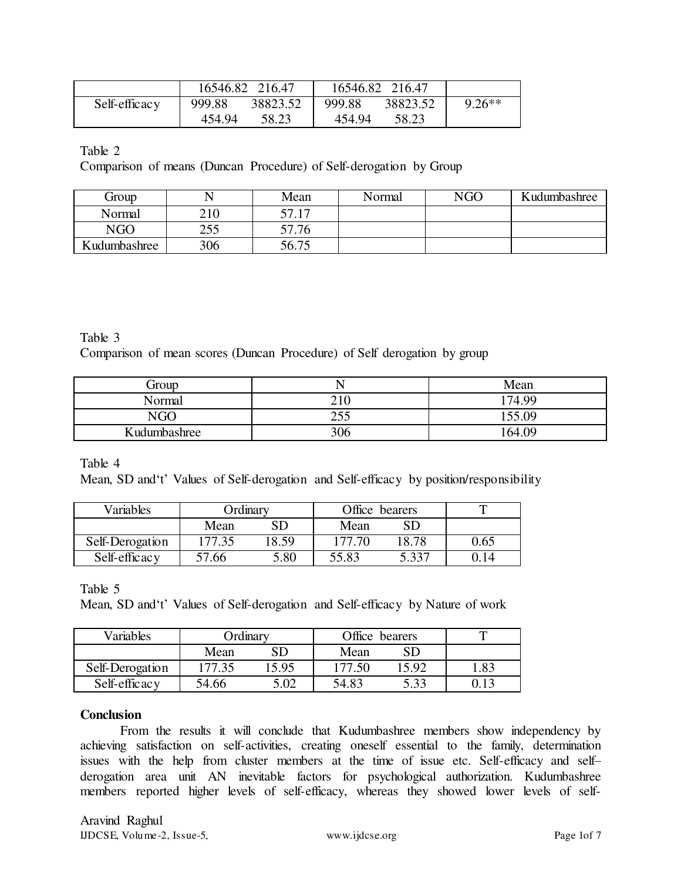|  | 16546.82 216.47 |  | 16546.82 216.47 |  |  |
|---|---|---|---|---|---|
| Self-efficacy | 999.88 | 38823.52 | 999.88 | 38823.52 | 9.26** |
|  | 454.94 | 58.23 | 454.94 | 58.23 |  |

Table 2
Comparison of means (Duncan Procedure) of Self-derogation by Group

| Group | N | Mean | Normal | NGO | Kudumbashree |
|---|---|---|---|---|---|
| Normal | 210 | 57.17 |  |  |  |
| NGO | 255 | 57.76 |  |  |  |
| Kudumbashree | 306 | 56.75 |  |  |  |

Table 3
Comparison of mean scores (Duncan Procedure) of Self derogation by group

| Group | N | Mean |
|---|---|---|
| Normal | 210 | 174.99 |
| NGO | 255 | 155.09 |
| Kudumbashree | 306 | 164.09 |

Table 4
Mean, SD and't' Values of Self-derogation and Self-efficacy by position/responsibility

| Variables | Ordinary |  | Office bearers |  | T |
|---|---|---|---|---|---|
|  | Mean | SD | Mean | SD |  |
| Self-Derogation | 177.35 | 18.59 | 177.70 | 18.78 | 0.65 |
| Self-efficacy | 57.66 | 5.80 | 55.83 | 5.337 | 0.14 |

Table 5
Mean, SD and't' Values of Self-derogation and Self-efficacy by Nature of work

| Variables | Ordinary |  | Office bearers |  | T |
|---|---|---|---|---|---|
|  | Mean | SD | Mean | SD |  |
| Self-Derogation | 177.35 | 15.95 | 177.50 | 15.92 | 1.83 |
| Self-efficacy | 54.66 | 5.02 | 54.83 | 5.33 | 0.13 |

**Conclusion**

From the results it will conclude that Kudumbashree members show independency by achieving satisfaction on self-activities, creating oneself essential to the family, determination issues with the help from cluster members at the time of issue etc. Self-efficacy and self–derogation area unit AN inevitable factors for psychological authorization. Kudumbashree members reported higher levels of self-efficacy, whereas they showed lower levels of self-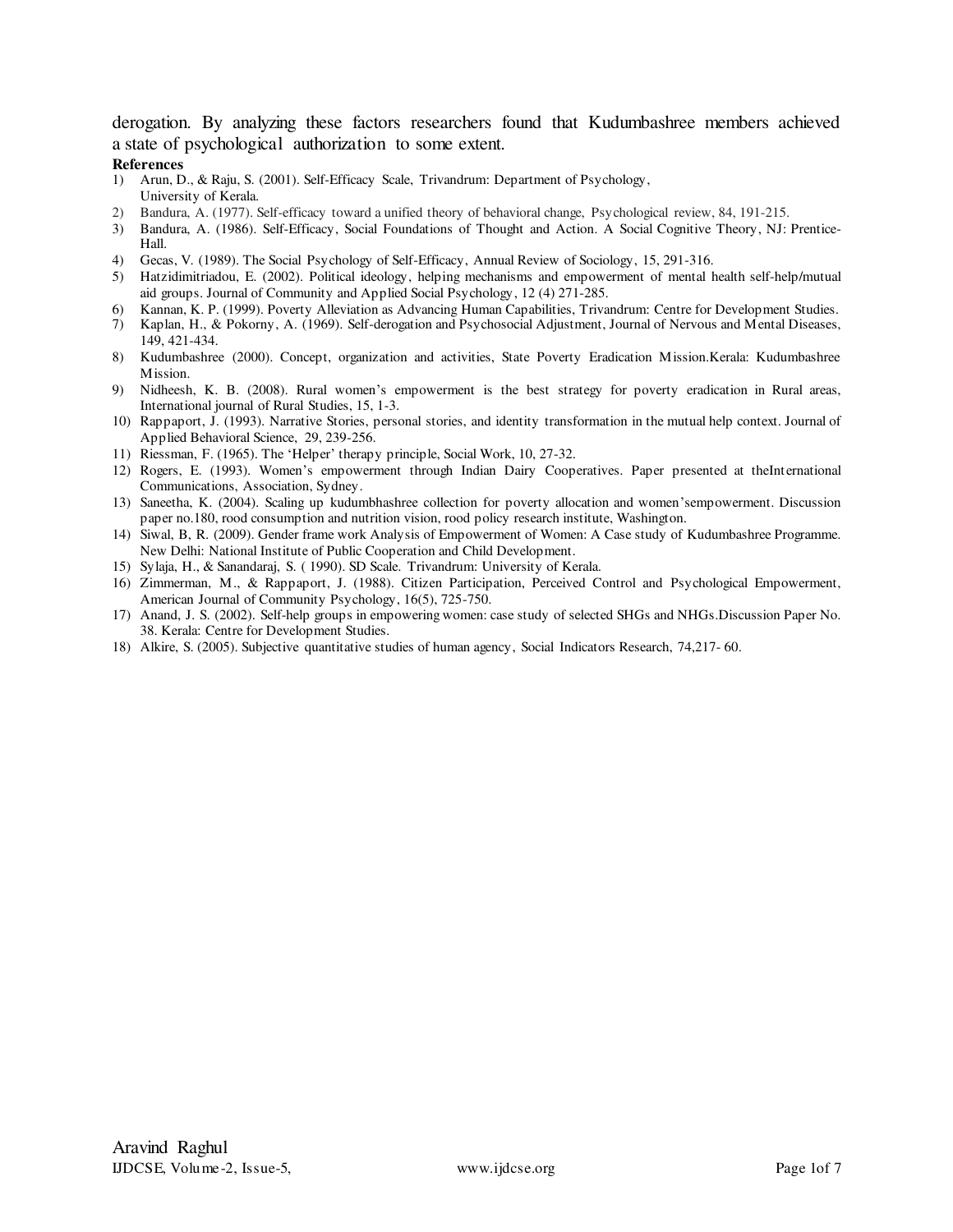derogation. By analyzing these factors researchers found that Kudumbashree members achieved a state of psychological authorization to some extent.

**References**

1) Arun, D., & Raju, S. (2001). Self-Efficacy Scale, Trivandrum: Department of Psychology, University of Kerala.
2) Bandura, A. (1977). Self-efficacy toward a unified theory of behavioral change, Psychological review, 84, 191-215.
3) Bandura, A. (1986). Self-Efficacy, Social Foundations of Thought and Action. A Social Cognitive Theory, NJ: Prentice-Hall.
4) Gecas, V. (1989). The Social Psychology of Self-Efficacy, Annual Review of Sociology, 15, 291-316.
5) Hatzidimitriadou, E. (2002). Political ideology, helping mechanisms and empowerment of mental health self-help/mutual aid groups. Journal of Community and Applied Social Psychology, 12 (4) 271-285.
6) Kannan, K. P. (1999). Poverty Alleviation as Advancing Human Capabilities, Trivandrum: Centre for Development Studies.
7) Kaplan, H., & Pokorny, A. (1969). Self-derogation and Psychosocial Adjustment, Journal of Nervous and Mental Diseases, 149, 421-434.
8) Kudumbashree (2000). Concept, organization and activities, State Poverty Eradication Mission.Kerala: Kudumbashree Mission.
9) Nidheesh, K. B. (2008). Rural women's empowerment is the best strategy for poverty eradication in Rural areas, International journal of Rural Studies, 15, 1-3.
10) Rappaport, J. (1993). Narrative Stories, personal stories, and identity transformation in the mutual help context. Journal of Applied Behavioral Science, 29, 239-256.
11) Riessman, F. (1965). The 'Helper' therapy principle, Social Work, 10, 27-32.
12) Rogers, E. (1993). Women's empowerment through Indian Dairy Cooperatives. Paper presented at theInternational Communications, Association, Sydney.
13) Saneetha, K. (2004). Scaling up kudumbhashree collection for poverty allocation and women'sempowerment. Discussion paper no.180, rood consumption and nutrition vision, rood policy research institute, Washington.
14) Siwal, B, R. (2009). Gender frame work Analysis of Empowerment of Women: A Case study of Kudumbashree Programme. New Delhi: National Institute of Public Cooperation and Child Development.
15) Sylaja, H., & Sanandaraj, S. ( 1990). SD Scale. Trivandrum: University of Kerala.
16) Zimmerman, M., & Rappaport, J. (1988). Citizen Participation, Perceived Control and Psychological Empowerment, American Journal of Community Psychology, 16(5), 725-750.
17) Anand, J. S. (2002). Self-help groups in empowering women: case study of selected SHGs and NHGs.Discussion Paper No. 38. Kerala: Centre for Development Studies.
18) Alkire, S. (2005). Subjective quantitative studies of human agency, Social Indicators Research, 74,217- 60.